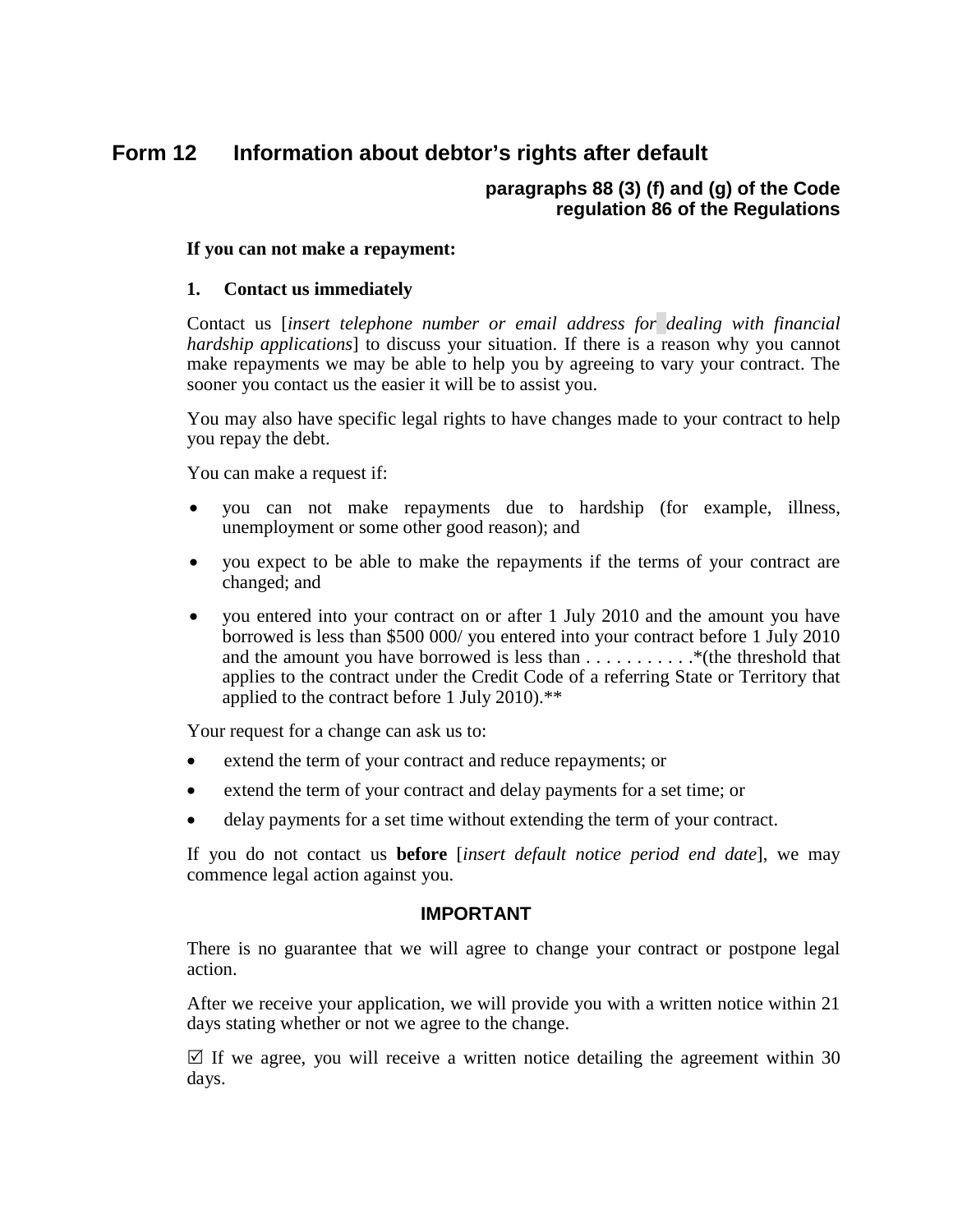# Form 12 Information about debtor's rights after default

**paragraphs 88 (3) (f) and (g) of the Code**
**regulation 86 of the Regulations**

**If you can not make a repayment:**

**1. Contact us immediately**

Contact us [*insert telephone number or email address for dealing with financial hardship applications*] to discuss your situation. If there is a reason why you cannot make repayments we may be able to help you by agreeing to vary your contract. The sooner you contact us the easier it will be to assist you.

You may also have specific legal rights to have changes made to your contract to help you repay the debt.

You can make a request if:

- you can not make repayments due to hardship (for example, illness, unemployment or some other good reason); and
- you expect to be able to make the repayments if the terms of your contract are changed; and
- you entered into your contract on or after 1 July 2010 and the amount you have borrowed is less than $500 000/ you entered into your contract before 1 July 2010 and the amount you have borrowed is less than . . . . . . . . . . .*(the threshold that applies to the contract under the Credit Code of a referring State or Territory that applied to the contract before 1 July 2010).**

Your request for a change can ask us to:

- extend the term of your contract and reduce repayments; or
- extend the term of your contract and delay payments for a set time; or
- delay payments for a set time without extending the term of your contract.

If you do not contact us **before** [*insert default notice period end date*], we may commence legal action against you.

**IMPORTANT**

There is no guarantee that we will agree to change your contract or postpone legal action.

After we receive your application, we will provide you with a written notice within 21 days stating whether or not we agree to the change.

☑ If we agree, you will receive a written notice detailing the agreement within 30 days.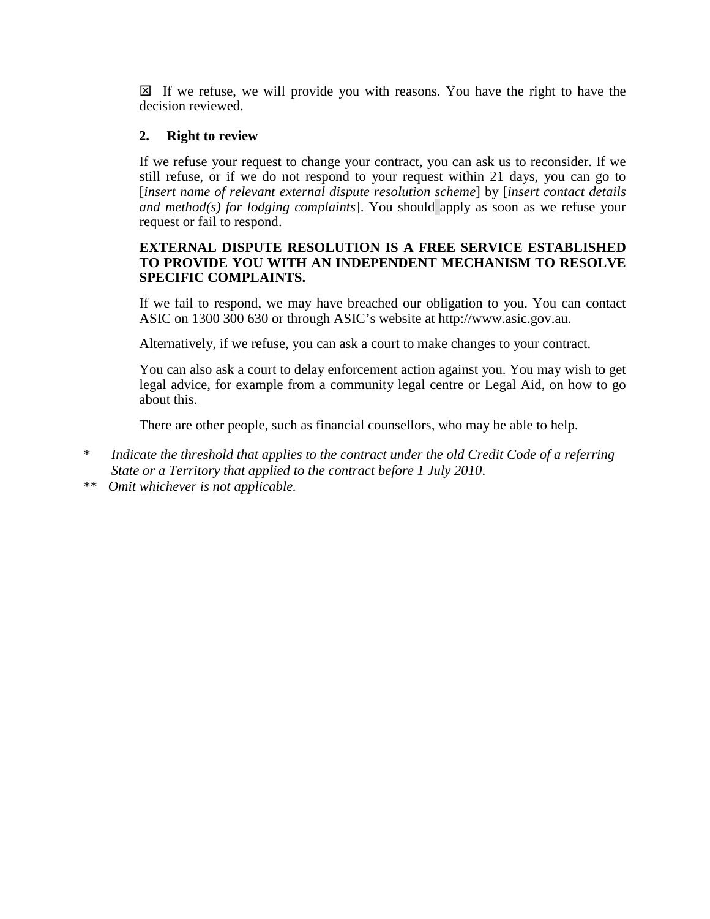☒ If we refuse, we will provide you with reasons. You have the right to have the decision reviewed.

## 2. Right to review

If we refuse your request to change your contract, you can ask us to reconsider. If we still refuse, or if we do not respond to your request within 21 days, you can go to [*insert name of relevant external dispute resolution scheme*] by [*insert contact details and method(s) for lodging complaints*]. You should apply as soon as we refuse your request or fail to respond.

**EXTERNAL DISPUTE RESOLUTION IS A FREE SERVICE ESTABLISHED TO PROVIDE YOU WITH AN INDEPENDENT MECHANISM TO RESOLVE SPECIFIC COMPLAINTS.**

If we fail to respond, we may have breached our obligation to you. You can contact ASIC on 1300 300 630 or through ASIC's website at http://www.asic.gov.au.

Alternatively, if we refuse, you can ask a court to make changes to your contract.

You can also ask a court to delay enforcement action against you. You may wish to get legal advice, for example from a community legal centre or Legal Aid, on how to go about this.

There are other people, such as financial counsellors, who may be able to help.

\* *Indicate the threshold that applies to the contract under the old Credit Code of a referring State or a Territory that applied to the contract before 1 July 2010.*

\*\* *Omit whichever is not applicable.*